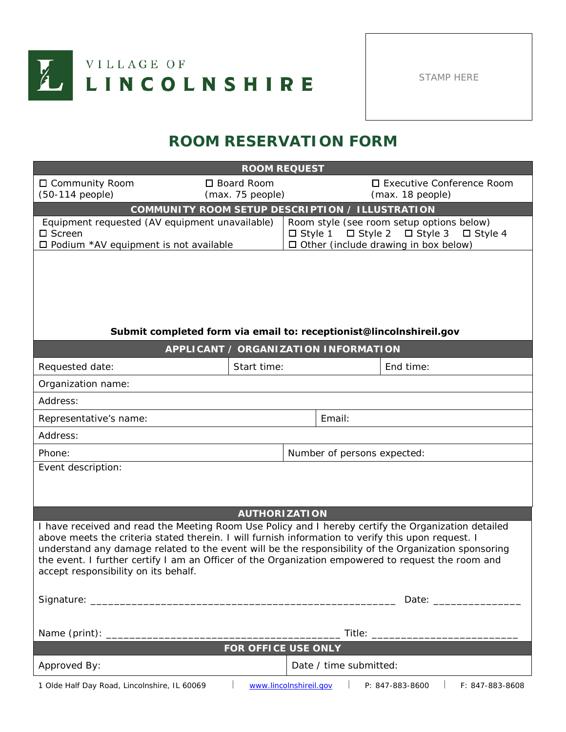VILLAGE OF LINCOLNSHIRE

STAMP HERE

# ROOM RESERVATION FORM

## ROOM REQUEST

| ☐ Community Room (50-114 people) | ☐ Board Room (max. 75 people) | ☐ Executive Conference Room (max. 18 people) |
|---|---|---|

## COMMUNITY ROOM SETUP DESCRIPTION / ILLUSTRATION

| Equipment requested (AV equipment unavailable) | Room style (see room setup options below) |
|---|---|
| ☐ Screen<br>☐ Podium *AV equipment is not available | ☐ Style 1 ☐ Style 2 ☐ Style 3 ☐ Style 4<br>☐ Other (include drawing in box below) |

**Submit completed form via email to: receptionist@lincolnshireil.gov**

## APPLICANT / ORGANIZATION INFORMATION

| Requested date: | Start time: | End time: |
|---|---|---|
| Organization name: | | |
| Address: | | |
| Representative's name: | Email: | |
| Address: | | |
| Phone: | Number of persons expected: | |
| Event description: | | |

## AUTHORIZATION

I have received and read the Meeting Room Use Policy and I hereby certify the Organization detailed above meets the criteria stated therein. I will furnish information to verify this upon request. I understand any damage related to the event will be the responsibility of the Organization sponsoring the event. I further certify I am an Officer of the Organization empowered to request the room and accept responsibility on its behalf.

Signature: ____________________________________________________ Date: _______________

Name (print): ________________________________________ Title: _________________________

## FOR OFFICE USE ONLY

| Approved By: | Date / time submitted: |
|---|---|

1 Olde Half Day Road, Lincolnshire, IL 60069 | www.lincolnshireil.gov | P: 847-883-8600 | F: 847-883-8608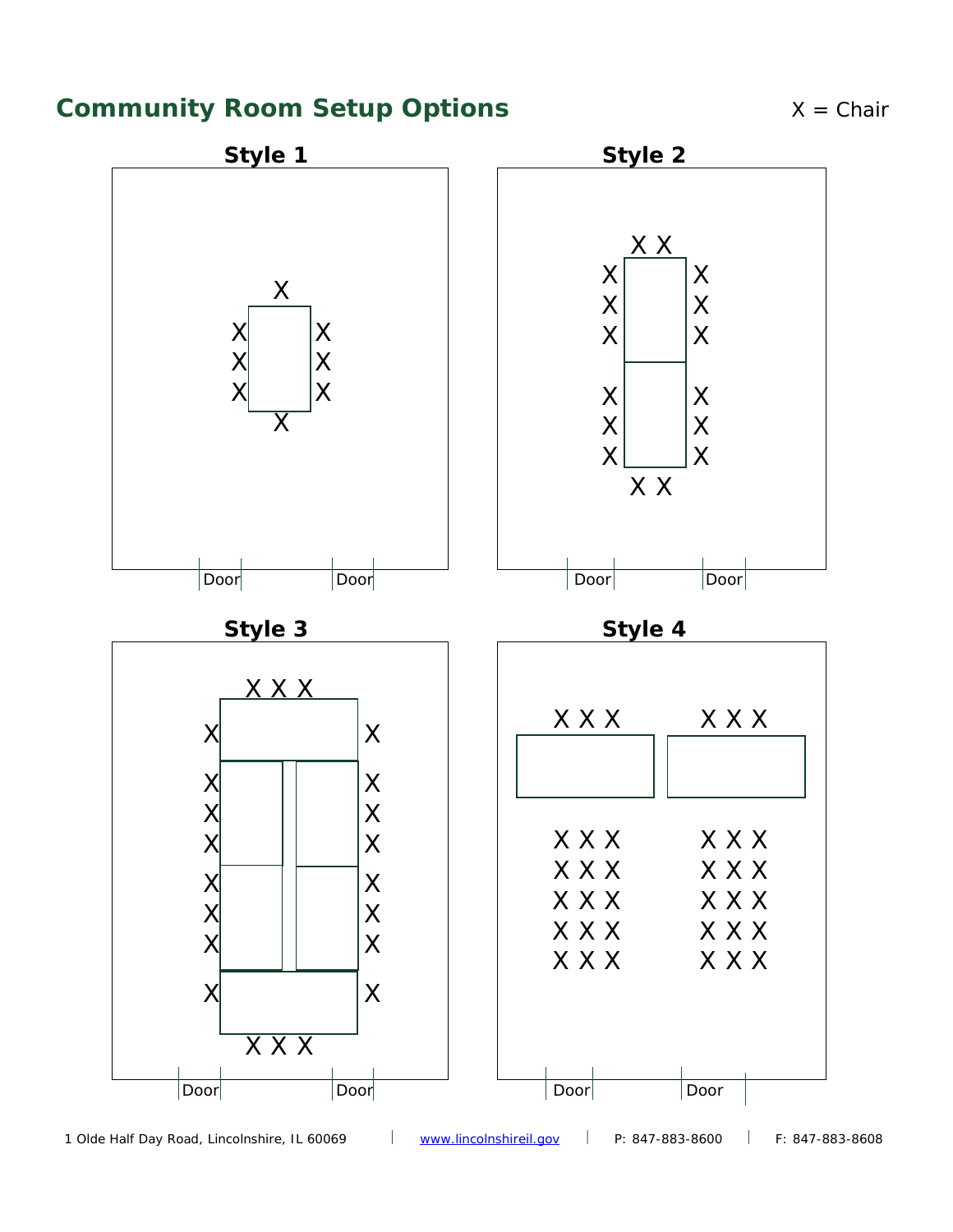## Community Room Setup Options

X = Chair

**Style 1**

X

X X
X X
X X

X

Door Door

**Style 2**

X X

X X
X X
X X

X X
X X
X X

X X

Door Door

**Style 3**

X X X

X X

X X
X X
X X
X X
X X
X X

X X

X X X

Door Door

**Style 4**

X X X X X X

X X X X X X
X X X X X X
X X X X X X
X X X X X X
X X X X X X

Door Door

1 Olde Half Day Road, Lincolnshire, IL 60069 | www.lincolnshireil.gov | P: 847-883-8600 | F: 847-883-8608